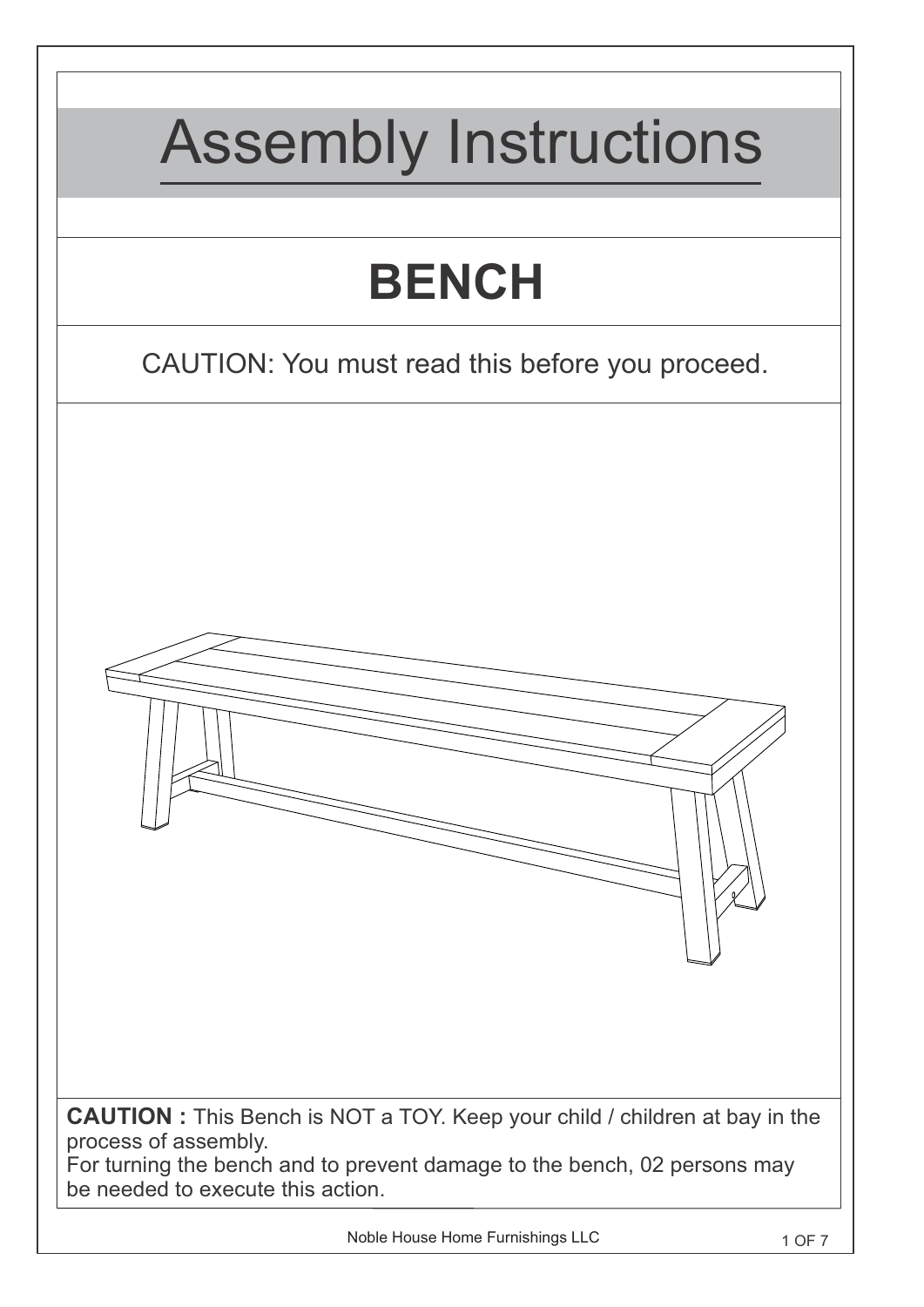# Assembly Instructions

## BENCH

CAUTION: You must read this before you proceed.

**CAUTION :** This Bench is NOT a TOY. Keep your child / children at bay in the process of assembly.
For turning the bench and to prevent damage to the bench, 02 persons may be needed to execute this action.

Noble House Home Furnishings LLC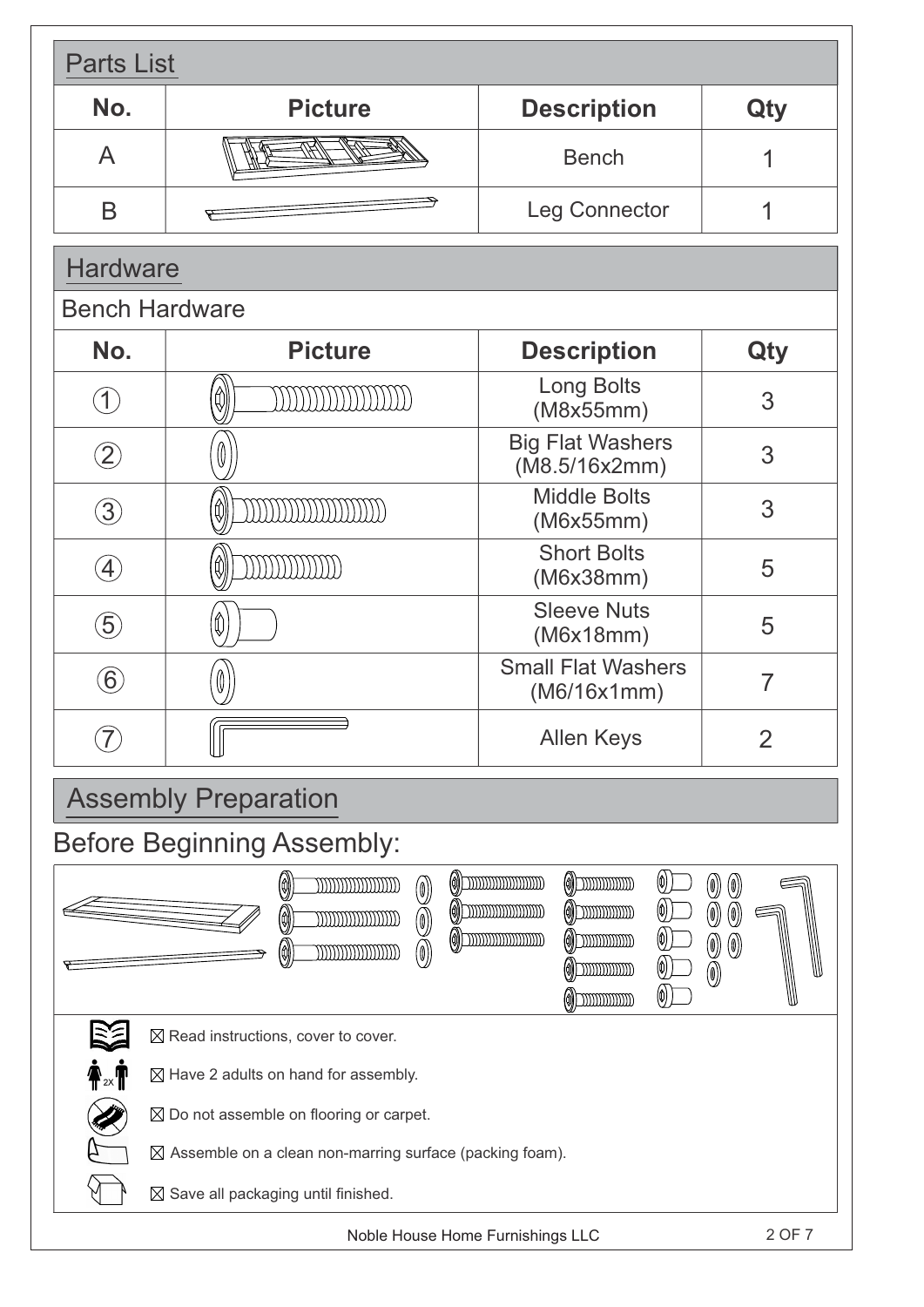## Parts List

| No. | Picture | Description | Qty |
|---|---|---|---|
| A | | Bench | 1 |
| B | | Leg Connector | 1 |

## Hardware

### Bench Hardware

| No. | Picture | Description | Qty |
|---|---|---|---|
| ① | | Long Bolts (M8x55mm) | 3 |
| ② | | Big Flat Washers (M8.5/16x2mm) | 3 |
| ③ | | Middle Bolts (M6x55mm) | 3 |
| ④ | | Short Bolts (M6x38mm) | 5 |
| ⑤ | | Sleeve Nuts (M6x18mm) | 5 |
| ⑥ | | Small Flat Washers (M6/16x1mm) | 7 |
| ⑦ | | Allen Keys | 2 |

## Assembly Preparation

## Before Beginning Assembly:

- ☒ Read instructions, cover to cover.
- ☒ Have 2 adults on hand for assembly.
- ☒ Do not assemble on flooring or carpet.
- ☒ Assemble on a clean non-marring surface (packing foam).
- ☒ Save all packaging until finished.

Noble House Home Furnishings LLC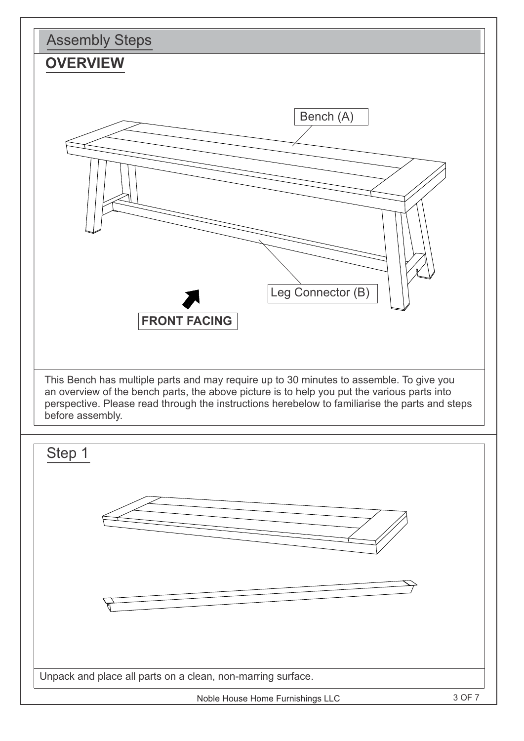# Assembly Steps

## OVERVIEW

Bench (A)

Leg Connector (B)

FRONT FACING

This Bench has multiple parts and may require up to 30 minutes to assemble. To give you an overview of the bench parts, the above picture is to help you put the various parts into perspective. Please read through the instructions herebelow to familiarise the parts and steps before assembly.

## Step 1

Unpack and place all parts on a clean, non-marring surface.

Noble House Home Furnishings LLC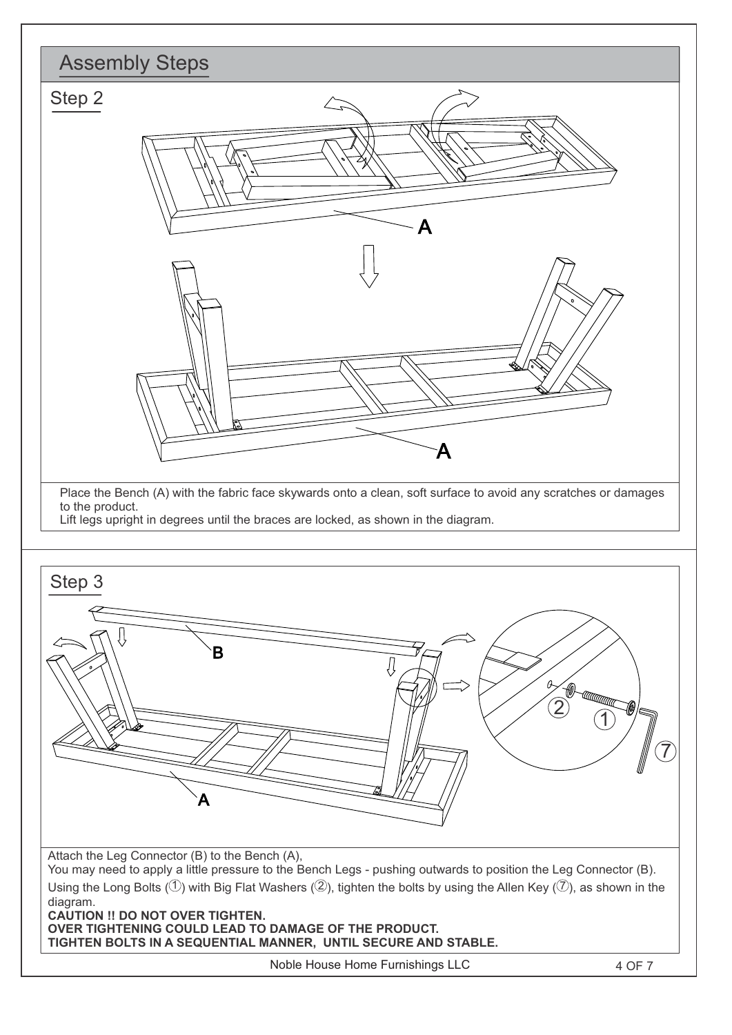# Assembly Steps

## Step 2

Place the Bench (A) with the fabric face skywards onto a clean, soft surface to avoid any scratches or damages to the product.
Lift legs upright in degrees until the braces are locked, as shown in the diagram.

## Step 3

Attach the Leg Connector (B) to the Bench (A),
You may need to apply a little pressure to the Bench Legs - pushing outwards to position the Leg Connector (B).
Using the Long Bolts (①) with Big Flat Washers (②), tighten the bolts by using the Allen Key (⑦), as shown in the diagram.

**CAUTION !! DO NOT OVER TIGHTEN.**
**OVER TIGHTENING COULD LEAD TO DAMAGE OF THE PRODUCT.**
**TIGHTEN BOLTS IN A SEQUENTIAL MANNER, UNTIL SECURE AND STABLE.**

Noble House Home Furnishings LLC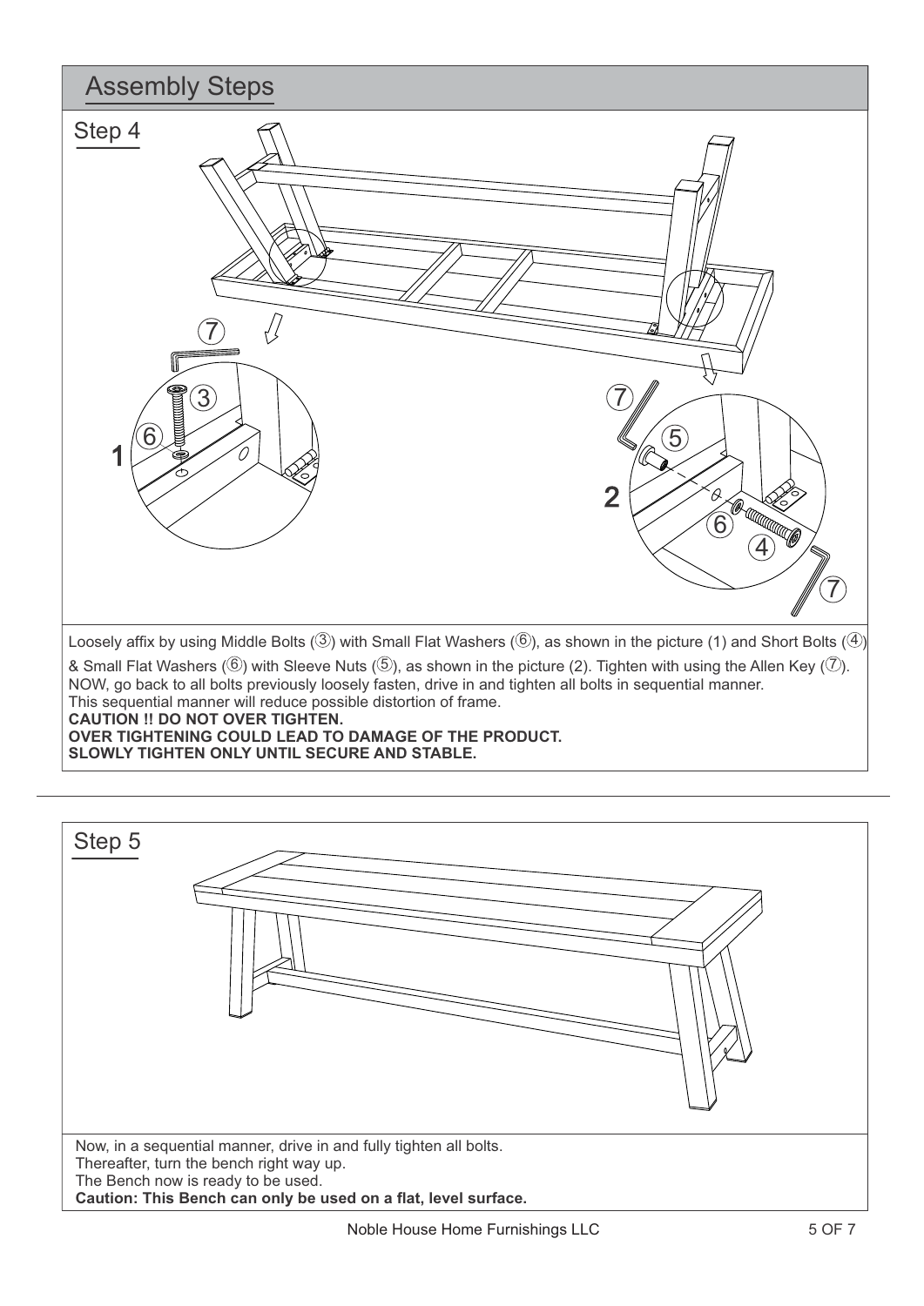## Assembly Steps

### Step 4

Loosely affix by using Middle Bolts (③) with Small Flat Washers (⑥), as shown in the picture (1) and Short Bolts (④) & Small Flat Washers (⑥) with Sleeve Nuts (⑤), as shown in the picture (2). Tighten with using the Allen Key (⑦).
NOW, go back to all bolts previously loosely fasten, drive in and tighten all bolts in sequential manner.
This sequential manner will reduce possible distortion of frame.
**CAUTION !! DO NOT OVER TIGHTEN.**
**OVER TIGHTENING COULD LEAD TO DAMAGE OF THE PRODUCT.**
**SLOWLY TIGHTEN ONLY UNTIL SECURE AND STABLE.**

### Step 5

Now, in a sequential manner, drive in and fully tighten all bolts.
Thereafter, turn the bench right way up.
The Bench now is ready to be used.
**Caution: This Bench can only be used on a flat, level surface.**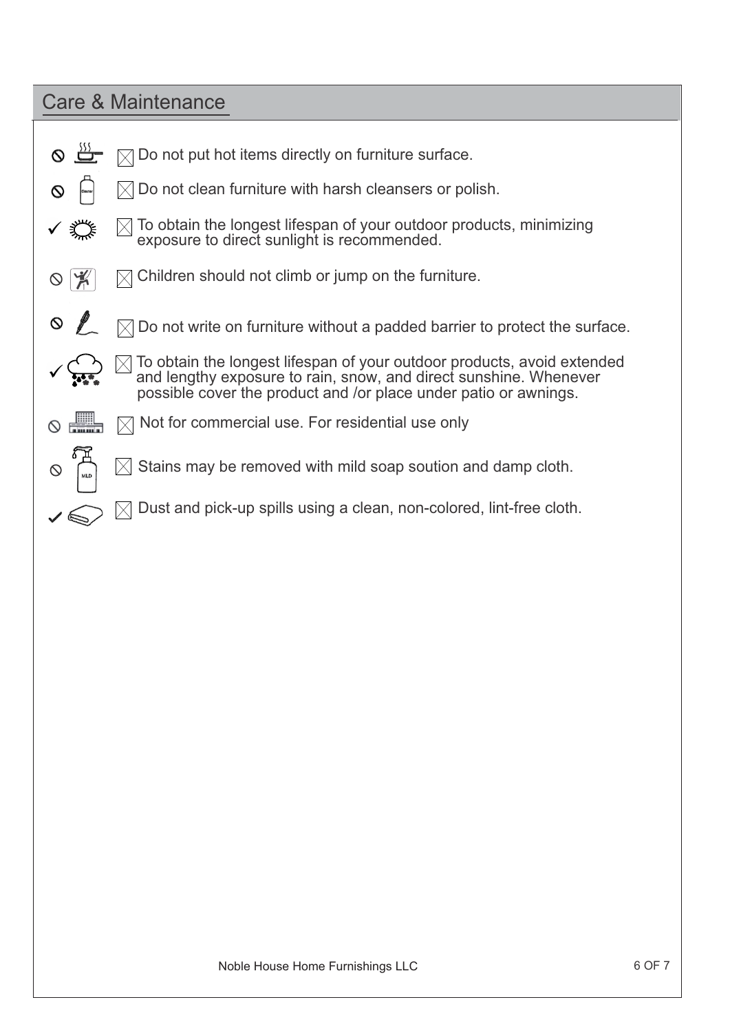## Care & Maintenance

- Do not put hot items directly on furniture surface.
- Do not clean furniture with harsh cleansers or polish.
- To obtain the longest lifespan of your outdoor products, minimizing exposure to direct sunlight is recommended.
- Children should not climb or jump on the furniture.
- Do not write on furniture without a padded barrier to protect the surface.
- To obtain the longest lifespan of your outdoor products, avoid extended and lengthy exposure to rain, snow, and direct sunshine. Whenever possible cover the product and /or place under patio or awnings.
- Not for commercial use. For residential use only
- Stains may be removed with mild soap soution and damp cloth.
- Dust and pick-up spills using a clean, non-colored, lint-free cloth.

Noble House Home Furnishings LLC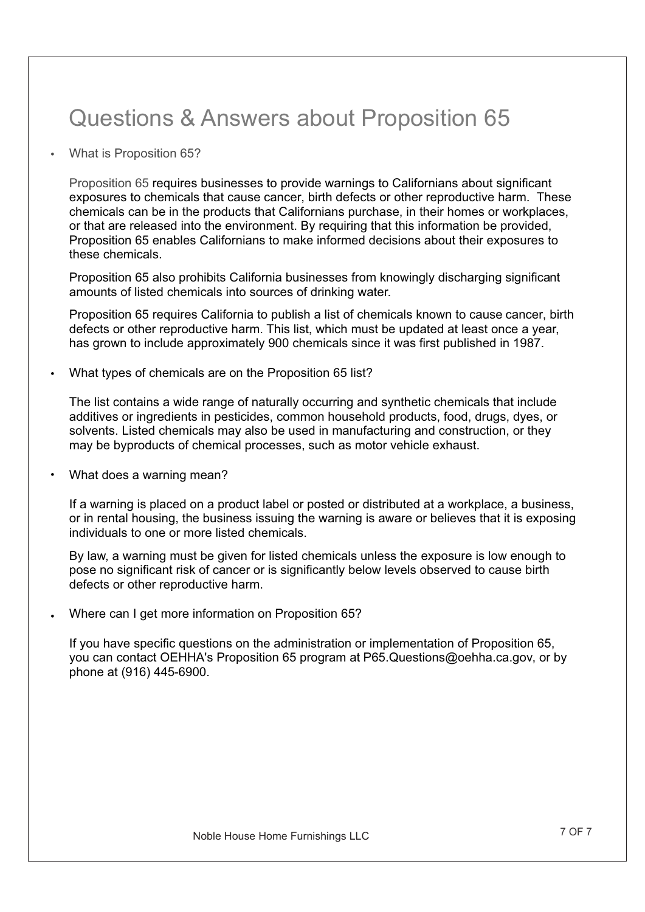# Questions & Answers about Proposition 65

- What is Proposition 65?

  Proposition 65 requires businesses to provide warnings to Californians about significant exposures to chemicals that cause cancer, birth defects or other reproductive harm. These chemicals can be in the products that Californians purchase, in their homes or workplaces, or that are released into the environment. By requiring that this information be provided, Proposition 65 enables Californians to make informed decisions about their exposures to these chemicals.

  Proposition 65 also prohibits California businesses from knowingly discharging significant amounts of listed chemicals into sources of drinking water.

  Proposition 65 requires California to publish a list of chemicals known to cause cancer, birth defects or other reproductive harm. This list, which must be updated at least once a year, has grown to include approximately 900 chemicals since it was first published in 1987.

- What types of chemicals are on the Proposition 65 list?

  The list contains a wide range of naturally occurring and synthetic chemicals that include additives or ingredients in pesticides, common household products, food, drugs, dyes, or solvents. Listed chemicals may also be used in manufacturing and construction, or they may be byproducts of chemical processes, such as motor vehicle exhaust.

- What does a warning mean?

  If a warning is placed on a product label or posted or distributed at a workplace, a business, or in rental housing, the business issuing the warning is aware or believes that it is exposing individuals to one or more listed chemicals.

  By law, a warning must be given for listed chemicals unless the exposure is low enough to pose no significant risk of cancer or is significantly below levels observed to cause birth defects or other reproductive harm.

- Where can I get more information on Proposition 65?

  If you have specific questions on the administration or implementation of Proposition 65, you can contact OEHHA's Proposition 65 program at P65.Questions@oehha.ca.gov, or by phone at (916) 445-6900.

Noble House Home Furnishings LLC